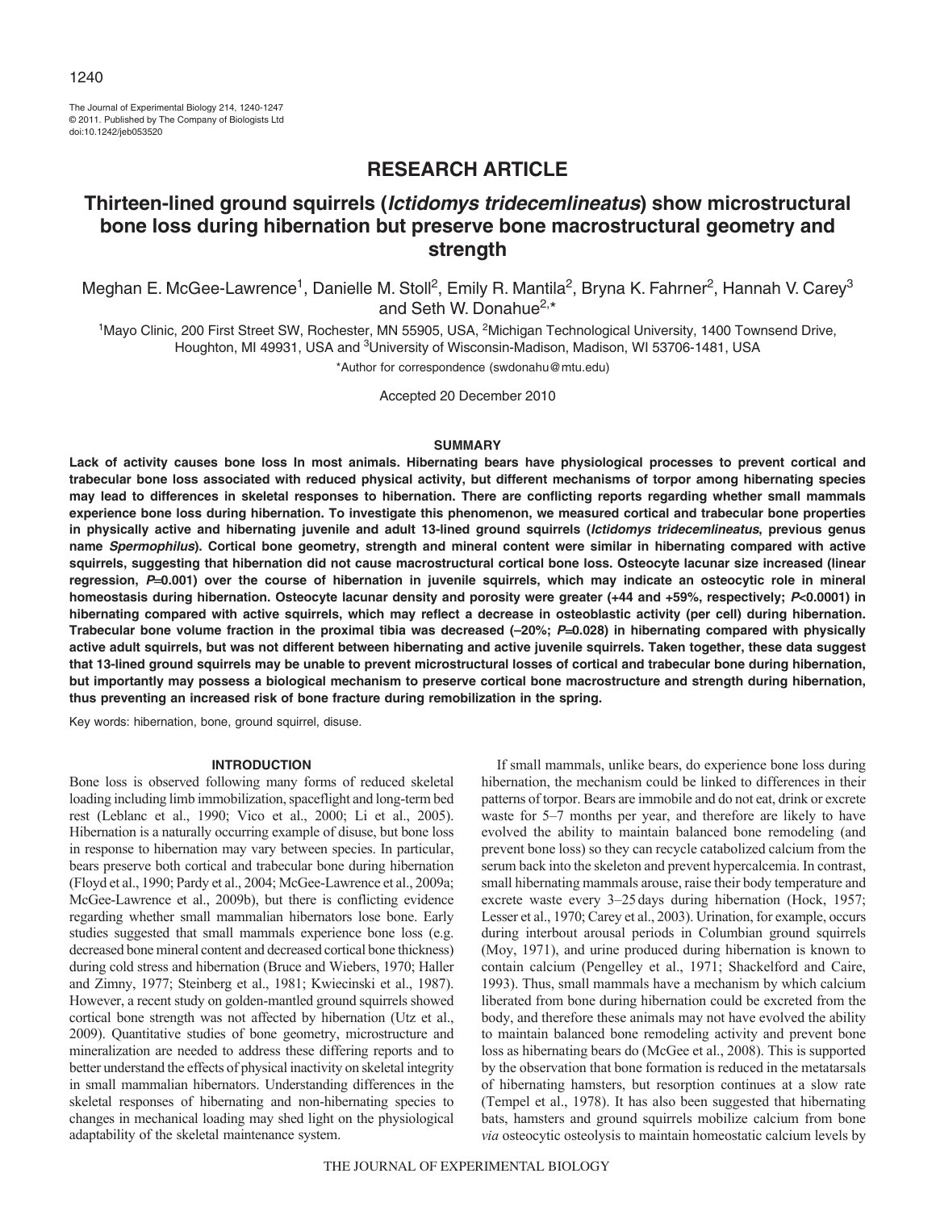# RESEARCH ARTICLE

# Thirteen-lined ground squirrels (*Ictidomys tridecemlineatus*) show microstructural bone loss during hibernation but preserve bone macrostructural geometry and strength

Meghan E. McGee-Lawrence[1], Danielle M. Stoll[2], Emily R. Mantila[2], Bryna K. Fahrner[2], Hannah V. Carey[3] and Seth W. Donahue[2,*]

[1]Mayo Clinic, 200 First Street SW, Rochester, MN 55905, USA, [2]Michigan Technological University, 1400 Townsend Drive, Houghton, MI 49931, USA and [3]University of Wisconsin-Madison, Madison, WI 53706-1481, USA

*Author for correspondence (swdonahu@mtu.edu)

Accepted 20 December 2010

## SUMMARY

**Lack of activity causes bone loss in most animals. Hibernating bears have physiological processes to prevent cortical and trabecular bone loss associated with reduced physical activity, but different mechanisms of torpor among hibernating species may lead to differences in skeletal responses to hibernation. There are conflicting reports regarding whether small mammals experience bone loss during hibernation. To investigate this phenomenon, we measured cortical and trabecular bone properties in physically active and hibernating juvenile and adult 13-lined ground squirrels (*Ictidomys tridecemlineatus*, previous genus name *Spermophilus*). Cortical bone geometry, strength and mineral content were similar in hibernating compared with active squirrels, suggesting that hibernation did not cause macrostructural cortical bone loss. Osteocyte lacunar size increased (linear regression, $P$=0.001) over the course of hibernation in juvenile squirrels, which may indicate an osteocytic role in mineral homeostasis during hibernation. Osteocyte lacunar density and porosity were greater (+44 and +59%, respectively; $P$<0.0001) in hibernating compared with active squirrels, which may reflect a decrease in osteoblastic activity (per cell) during hibernation. Trabecular bone volume fraction in the proximal tibia was decreased (–20%; $P$=0.028) in hibernating compared with physically active adult squirrels, but was not different between hibernating and active juvenile squirrels. Taken together, these data suggest that 13-lined ground squirrels may be unable to prevent microstructural losses of cortical and trabecular bone during hibernation, but importantly may possess a biological mechanism to preserve cortical bone macrostructure and strength during hibernation, thus preventing an increased risk of bone fracture during remobilization in the spring.**

Key words: hibernation, bone, ground squirrel, disuse.

## INTRODUCTION

Bone loss is observed following many forms of reduced skeletal loading including limb immobilization, spaceflight and long-term bed rest (Leblanc et al., 1990; Vico et al., 2000; Li et al., 2005). Hibernation is a naturally occurring example of disuse, but bone loss in response to hibernation may vary between species. In particular, bears preserve both cortical and trabecular bone during hibernation (Floyd et al., 1990; Pardy et al., 2004; McGee-Lawrence et al., 2009a; McGee-Lawrence et al., 2009b), but there is conflicting evidence regarding whether small mammalian hibernators lose bone. Early studies suggested that small mammals experience bone loss (e.g. decreased bone mineral content and decreased cortical bone thickness) during cold stress and hibernation (Bruce and Wiebers, 1970; Haller and Zimny, 1977; Steinberg et al., 1981; Kwiecinski et al., 1987). However, a recent study on golden-mantled ground squirrels showed cortical bone strength was not affected by hibernation (Utz et al., 2009). Quantitative studies of bone geometry, microstructure and mineralization are needed to address these differing reports and to better understand the effects of physical inactivity on skeletal integrity in small mammalian hibernators. Understanding differences in the skeletal responses of hibernating and non-hibernating species to changes in mechanical loading may shed light on the physiological adaptability of the skeletal maintenance system.

If small mammals, unlike bears, do experience bone loss during hibernation, the mechanism could be linked to differences in their patterns of torpor. Bears are immobile and do not eat, drink or excrete waste for 5–7 months per year, and therefore are likely to have evolved the ability to maintain balanced bone remodeling (and prevent bone loss) so they can recycle catabolized calcium from the serum back into the skeleton and prevent hypercalcemia. In contrast, small hibernating mammals arouse, raise their body temperature and excrete waste every 3–25 days during hibernation (Hock, 1957; Lesser et al., 1970; Carey et al., 2003). Urination, for example, occurs during interbout arousal periods in Columbian ground squirrels (Moy, 1971), and urine produced during hibernation is known to contain calcium (Pengelley et al., 1971; Shackelford and Caire, 1993). Thus, small mammals have a mechanism by which calcium liberated from bone during hibernation could be excreted from the body, and therefore these animals may not have evolved the ability to maintain balanced bone remodeling activity and prevent bone loss as hibernating bears do (McGee et al., 2008). This is supported by the observation that bone formation is reduced in the metatarsals of hibernating hamsters, but resorption continues at a slow rate (Tempel et al., 1978). It has also been suggested that hibernating bats, hamsters and ground squirrels mobilize calcium from bone *via* osteocytic osteolysis to maintain homeostatic calcium levels by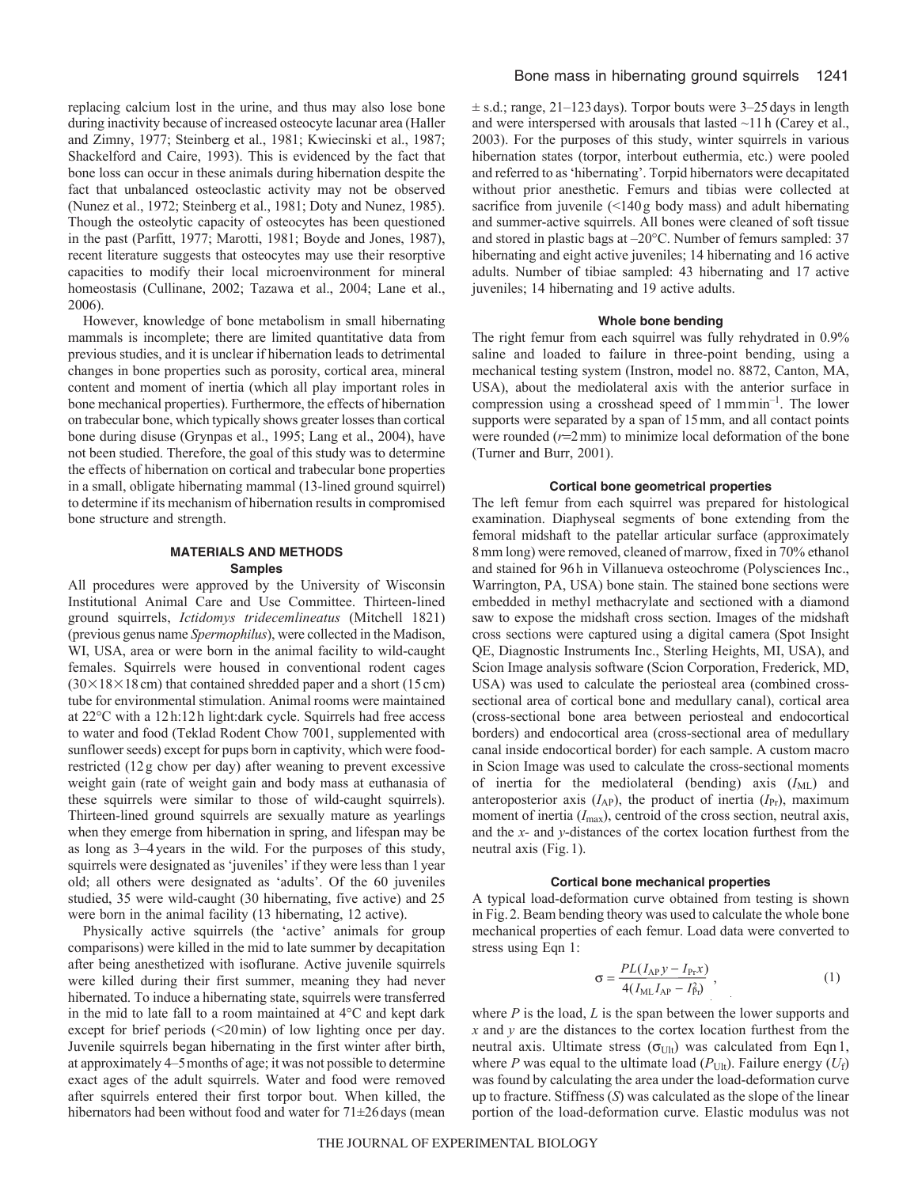replacing calcium lost in the urine, and thus may also lose bone during inactivity because of increased osteocyte lacunar area (Haller and Zimny, 1977; Steinberg et al., 1981; Kwiecinski et al., 1987; Shackelford and Caire, 1993). This is evidenced by the fact that bone loss can occur in these animals during hibernation despite the fact that unbalanced osteoclastic activity may not be observed (Nunez et al., 1972; Steinberg et al., 1981; Doty and Nunez, 1985). Though the osteolytic capacity of osteocytes has been questioned in the past (Parfitt, 1977; Marotti, 1981; Boyde and Jones, 1987), recent literature suggests that osteocytes may use their resorptive capacities to modify their local microenvironment for mineral homeostasis (Cullinane, 2002; Tazawa et al., 2004; Lane et al., 2006).

However, knowledge of bone metabolism in small hibernating mammals is incomplete; there are limited quantitative data from previous studies, and it is unclear if hibernation leads to detrimental changes in bone properties such as porosity, cortical area, mineral content and moment of inertia (which all play important roles in bone mechanical properties). Furthermore, the effects of hibernation on trabecular bone, which typically shows greater losses than cortical bone during disuse (Grynpas et al., 1995; Lang et al., 2004), have not been studied. Therefore, the goal of this study was to determine the effects of hibernation on cortical and trabecular bone properties in a small, obligate hibernating mammal (13-lined ground squirrel) to determine if its mechanism of hibernation results in compromised bone structure and strength.

## MATERIALS AND METHODS

### Samples

All procedures were approved by the University of Wisconsin Institutional Animal Care and Use Committee. Thirteen-lined ground squirrels, *Ictidomys tridecemlineatus* (Mitchell 1821) (previous genus name *Spermophilus*), were collected in the Madison, WI, USA, area or were born in the animal facility to wild-caught females. Squirrels were housed in conventional rodent cages (30×18×18 cm) that contained shredded paper and a short (15 cm) tube for environmental stimulation. Animal rooms were maintained at 22°C with a 12 h:12 h light:dark cycle. Squirrels had free access to water and food (Teklad Rodent Chow 7001, supplemented with sunflower seeds) except for pups born in captivity, which were food-restricted (12 g chow per day) after weaning to prevent excessive weight gain (rate of weight gain and body mass at euthanasia of these squirrels were similar to those of wild-caught squirrels). Thirteen-lined ground squirrels are sexually mature as yearlings when they emerge from hibernation in spring, and lifespan may be as long as 3–4 years in the wild. For the purposes of this study, squirrels were designated as 'juveniles' if they were less than 1 year old; all others were designated as 'adults'. Of the 60 juveniles studied, 35 were wild-caught (30 hibernating, five active) and 25 were born in the animal facility (13 hibernating, 12 active).

Physically active squirrels (the 'active' animals for group comparisons) were killed in the mid to late summer by decapitation after being anesthetized with isoflurane. Active juvenile squirrels were killed during their first summer, meaning they had never hibernated. To induce a hibernating state, squirrels were transferred in the mid to late fall to a room maintained at 4°C and kept dark except for brief periods (<20 min) of low lighting once per day. Juvenile squirrels began hibernating in the first winter after birth, at approximately 4–5 months of age; it was not possible to determine exact ages of the adult squirrels. Water and food were removed after squirrels entered their first torpor bout. When killed, the hibernators had been without food and water for 71±26 days (mean ± s.d.; range, 21–123 days). Torpor bouts were 3–25 days in length and were interspersed with arousals that lasted ~11 h (Carey et al., 2003). For the purposes of this study, winter squirrels in various hibernation states (torpor, interbout euthermia, etc.) were pooled and referred to as 'hibernating'. Torpid hibernators were decapitated without prior anesthetic. Femurs and tibias were collected at sacrifice from juvenile (<140 g body mass) and adult hibernating and summer-active squirrels. All bones were cleaned of soft tissue and stored in plastic bags at –20°C. Number of femurs sampled: 37 hibernating and eight active juveniles; 14 hibernating and 16 active adults. Number of tibiae sampled: 43 hibernating and 17 active juveniles; 14 hibernating and 19 active adults.

### Whole bone bending

The right femur from each squirrel was fully rehydrated in 0.9% saline and loaded to failure in three-point bending, using a mechanical testing system (Instron, model no. 8872, Canton, MA, USA), about the mediolateral axis with the anterior surface in compression using a crosshead speed of 1 mm min$^{-1}$. The lower supports were separated by a span of 15 mm, and all contact points were rounded ($r$=2 mm) to minimize local deformation of the bone (Turner and Burr, 2001).

### Cortical bone geometrical properties

The left femur from each squirrel was prepared for histological examination. Diaphyseal segments of bone extending from the femoral midshaft to the patellar articular surface (approximately 8 mm long) were removed, cleaned of marrow, fixed in 70% ethanol and stained for 96 h in Villanueva osteochrome (Polysciences Inc., Warrington, PA, USA) bone stain. The stained bone sections were embedded in methyl methacrylate and sectioned with a diamond saw to expose the midshaft cross section. Images of the midshaft cross sections were captured using a digital camera (Spot Insight QE, Diagnostic Instruments Inc., Sterling Heights, MI, USA), and Scion Image analysis software (Scion Corporation, Frederick, MD, USA) was used to calculate the periosteal area (combined cross-sectional area of cortical bone and medullary canal), cortical area (cross-sectional bone area between periosteal and endocortical borders) and endocortical area (cross-sectional area of medullary canal inside endocortical border) for each sample. A custom macro in Scion Image was used to calculate the cross-sectional moments of inertia for the mediolateral (bending) axis ($I_{ML}$) and anteroposterior axis ($I_{AP}$), the product of inertia ($I_{Pr}$), maximum moment of inertia ($I_{max}$), centroid of the cross section, neutral axis, and the $x$- and $y$-distances of the cortex location furthest from the neutral axis (Fig. 1).

### Cortical bone mechanical properties

A typical load-deformation curve obtained from testing is shown in Fig. 2. Beam bending theory was used to calculate the whole bone mechanical properties of each femur. Load data were converted to stress using Eqn 1:

$$\sigma = \frac{PL(I_{AP}y - I_{Pr}x)}{4(I_{ML}I_{AP} - I_{Pr}^2)}, \quad (1)$$

where $P$ is the load, $L$ is the span between the lower supports and $x$ and $y$ are the distances to the cortex location furthest from the neutral axis. Ultimate stress ($\sigma_{Ult}$) was calculated from Eqn 1, where $P$ was equal to the ultimate load ($P_{Ult}$). Failure energy ($U_f$) was found by calculating the area under the load-deformation curve up to fracture. Stiffness ($S$) was calculated as the slope of the linear portion of the load-deformation curve. Elastic modulus was not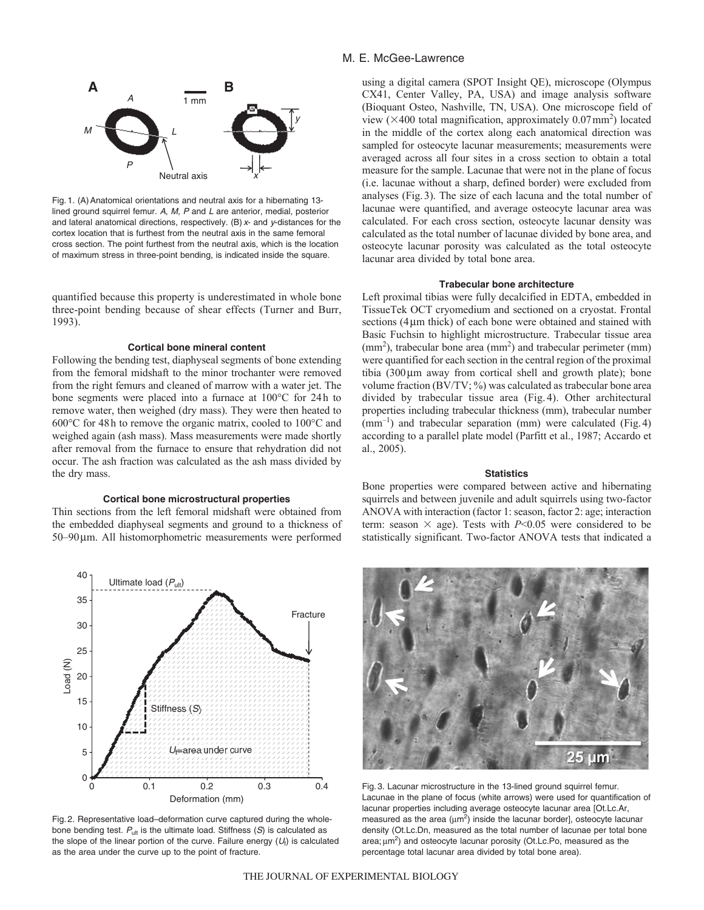Fig. 1. (A) Anatomical orientations and neutral axis for a hibernating 13-lined ground squirrel femur. *A*, *M*, *P* and *L* are anterior, medial, posterior and lateral anatomical directions, respectively. (B) *x*- and *y*-distances for the cortex location that is furthest from the neutral axis in the same femoral cross section. The point furthest from the neutral axis, which is the location of maximum stress in three-point bending, is indicated inside the square.

quantified because this property is underestimated in whole bone three-point bending because of shear effects (Turner and Burr, 1993).

### Cortical bone mineral content

Following the bending test, diaphyseal segments of bone extending from the femoral midshaft to the minor trochanter were removed from the right femurs and cleaned of marrow with a water jet. The bone segments were placed into a furnace at 100°C for 24 h to remove water, then weighed (dry mass). They were then heated to 600°C for 48 h to remove the organic matrix, cooled to 100°C and weighed again (ash mass). Mass measurements were made shortly after removal from the furnace to ensure that rehydration did not occur. The ash fraction was calculated as the ash mass divided by the dry mass.

### Cortical bone microstructural properties

Thin sections from the left femoral midshaft were obtained from the embedded diaphyseal segments and ground to a thickness of 50–90 μm. All histomorphometric measurements were performed using a digital camera (SPOT Insight QE), microscope (Olympus CX41, Center Valley, PA, USA) and image analysis software (Bioquant Osteo, Nashville, TN, USA). One microscope field of view (×400 total magnification, approximately 0.07 mm$^2$) located in the middle of the cortex along each anatomical direction was sampled for osteocyte lacunar measurements; measurements were averaged across all four sites in a cross section to obtain a total measure for the sample. Lacunae that were not in the plane of focus (i.e. lacunae without a sharp, defined border) were excluded from analyses (Fig. 3). The size of each lacuna and the total number of lacunae were quantified, and average osteocyte lacunar area was calculated. For each cross section, osteocyte lacunar density was calculated as the total number of lacunae divided by bone area, and osteocyte lacunar porosity was calculated as the total osteocyte lacunar area divided by total bone area.

### Trabecular bone architecture

Left proximal tibias were fully decalcified in EDTA, embedded in TissueTek OCT cryomedium and sectioned on a cryostat. Frontal sections (4 μm thick) of each bone were obtained and stained with Basic Fuchsin to highlight microstructure. Trabecular tissue area (mm$^2$), trabecular bone area (mm$^2$) and trabecular perimeter (mm) were quantified for each section in the central region of the proximal tibia (300 μm away from cortical shell and growth plate); bone volume fraction (BV/TV; %) was calculated as trabecular bone area divided by trabecular tissue area (Fig. 4). Other architectural properties including trabecular thickness (mm), trabecular number (mm$^{-1}$) and trabecular separation (mm) were calculated (Fig. 4) according to a parallel plate model (Parfitt et al., 1987; Accardo et al., 2005).

### Statistics

Bone properties were compared between active and hibernating squirrels and between juvenile and adult squirrels using two-factor ANOVA with interaction (factor 1: season, factor 2: age; interaction term: season × age). Tests with $P$<0.05 were considered to be statistically significant. Two-factor ANOVA tests that indicated a

Fig. 2. Representative load–deformation curve captured during the whole-bone bending test. $P_{ult}$ is the ultimate load. Stiffness ($S$) is calculated as the slope of the linear portion of the curve. Failure energy ($U_f$) is calculated as the area under the curve up to the point of fracture.

Fig. 3. Lacunar microstructure in the 13-lined ground squirrel femur. Lacunae in the plane of focus (white arrows) were used for quantification of lacunar properties including average osteocyte lacunar area [Ot.Lc.Ar, measured as the area (μm$^2$) inside the lacunar border], osteocyte lacunar density (Ot.Lc.Dn, measured as the total number of lacunae per total bone area; μm$^2$) and osteocyte lacunar porosity (Ot.Lc.Po, measured as the percentage total lacunar area divided by total bone area).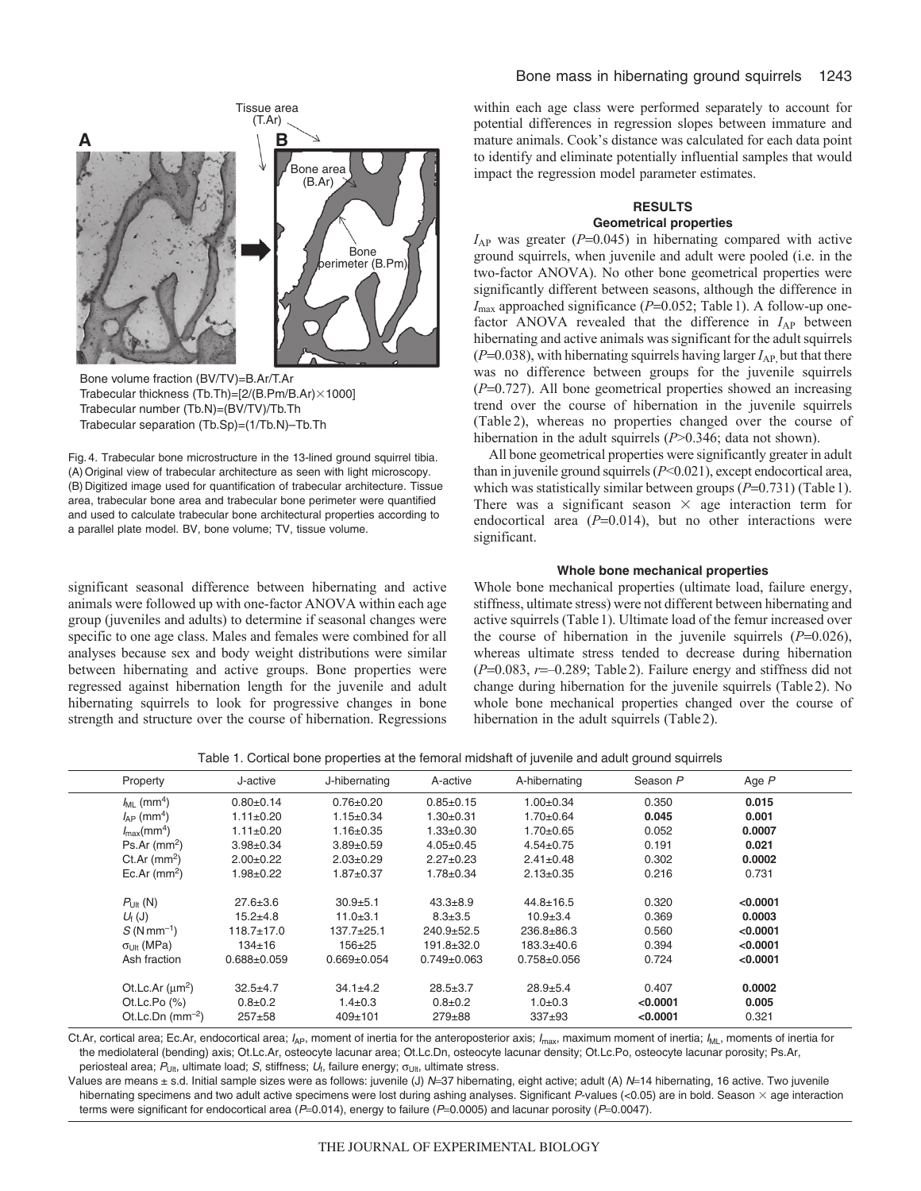Tissue area (T.Ar)

**A** **B**

Bone area (B.Ar)

Bone perimeter (B.Pm)

Bone volume fraction (BV/TV)=B.Ar/T.Ar
Trabecular thickness (Tb.Th)=[2/(B.Pm/B.Ar)×1000]
Trabecular number (Tb.N)=(BV/TV)/Tb.Th
Trabecular separation (Tb.Sp)=(1/Tb.N)–Tb.Th

Fig. 4. Trabecular bone microstructure in the 13-lined ground squirrel tibia. (A) Original view of trabecular architecture as seen with light microscopy. (B) Digitized image used for quantification of trabecular architecture. Tissue area, trabecular bone area and trabecular bone perimeter were quantified and used to calculate trabecular bone architectural properties according to a parallel plate model. BV, bone volume; TV, tissue volume.

significant seasonal difference between hibernating and active animals were followed up with one-factor ANOVA within each age group (juveniles and adults) to determine if seasonal changes were specific to one age class. Males and females were combined for all analyses because sex and body weight distributions were similar between hibernating and active groups. Bone properties were regressed against hibernation length for the juvenile and adult hibernating squirrels to look for progressive changes in bone strength and structure over the course of hibernation. Regressions within each age class were performed separately to account for potential differences in regression slopes between immature and mature animals. Cook's distance was calculated for each data point to identify and eliminate potentially influential samples that would impact the regression model parameter estimates.

## RESULTS

### Geometrical properties

$I_{AP}$ was greater ($P$=0.045) in hibernating compared with active ground squirrels, when juvenile and adult were pooled (i.e. in the two-factor ANOVA). No other bone geometrical properties were significantly different between seasons, although the difference in $I_{max}$ approached significance ($P$=0.052; Table 1). A follow-up one-factor ANOVA revealed that the difference in $I_{AP}$ between hibernating and active animals was significant for the adult squirrels ($P$=0.038), with hibernating squirrels having larger $I_{AP}$, but that there was no difference between groups for the juvenile squirrels ($P$=0.727). All bone geometrical properties showed an increasing trend over the course of hibernation in the juvenile squirrels (Table 2), whereas no properties changed over the course of hibernation in the adult squirrels ($P$>0.346; data not shown).

All bone geometrical properties were significantly greater in adult than in juvenile ground squirrels ($P$<0.021), except endocortical area, which was statistically similar between groups ($P$=0.731) (Table 1). There was a significant season × age interaction term for endocortical area ($P$=0.014), but no other interactions were significant.

### Whole bone mechanical properties

Whole bone mechanical properties (ultimate load, failure energy, stiffness, ultimate stress) were not different between hibernating and active squirrels (Table 1). Ultimate load of the femur increased over the course of hibernation in the juvenile squirrels ($P$=0.026), whereas ultimate stress tended to decrease during hibernation ($P$=0.083, $r$=–0.289; Table 2). Failure energy and stiffness did not change during hibernation for the juvenile squirrels (Table 2). No whole bone mechanical properties changed over the course of hibernation in the adult squirrels (Table 2).

Table 1. Cortical bone properties at the femoral midshaft of juvenile and adult ground squirrels

| Property | J-active | J-hibernating | A-active | A-hibernating | Season $P$ | Age $P$ |
|---|---|---|---|---|---|---|
| $I_{ML}$ (mm$^4$) | 0.80±0.14 | 0.76±0.20 | 0.85±0.15 | 1.00±0.34 | 0.350 | **0.015** |
| $I_{AP}$ (mm$^4$) | 1.11±0.20 | 1.15±0.34 | 1.30±0.31 | 1.70±0.64 | **0.045** | **0.001** |
| $I_{max}$(mm$^4$) | 1.11±0.20 | 1.16±0.35 | 1.33±0.30 | 1.70±0.65 | 0.052 | **0.0007** |
| Ps.Ar (mm$^2$) | 3.98±0.34 | 3.89±0.59 | 4.05±0.45 | 4.54±0.75 | 0.191 | **0.021** |
| Ct.Ar (mm$^2$) | 2.00±0.22 | 2.03±0.29 | 2.27±0.23 | 2.41±0.48 | 0.302 | **0.0002** |
| Ec.Ar (mm$^2$) | 1.98±0.22 | 1.87±0.37 | 1.78±0.34 | 2.13±0.35 | 0.216 | 0.731 |
| $P_{Ult}$ (N) | 27.6±3.6 | 30.9±5.1 | 43.3±8.9 | 44.8±16.5 | 0.320 | **<0.0001** |
| $U_f$ (J) | 15.2±4.8 | 11.0±3.1 | 8.3±3.5 | 10.9±3.4 | 0.369 | **0.0003** |
| $S$ (N mm$^{-1}$) | 118.7±17.0 | 137.7±25.1 | 240.9±52.5 | 236.8±86.3 | 0.560 | **<0.0001** |
| $\sigma_{Ult}$ (MPa) | 134±16 | 156±25 | 191.8±32.0 | 183.3±40.6 | 0.394 | **<0.0001** |
| Ash fraction | 0.688±0.059 | 0.669±0.054 | 0.749±0.063 | 0.758±0.056 | 0.724 | **<0.0001** |
| Ot.Lc.Ar (μm$^2$) | 32.5±4.7 | 34.1±4.2 | 28.5±3.7 | 28.9±5.4 | 0.407 | **0.0002** |
| Ot.Lc.Po (%) | 0.8±0.2 | 1.4±0.3 | 0.8±0.2 | 1.0±0.3 | **<0.0001** | **0.005** |
| Ot.Lc.Dn (mm$^{-2}$) | 257±58 | 409±101 | 279±88 | 337±93 | **<0.0001** | 0.321 |

Ct.Ar, cortical area; Ec.Ar, endocortical area; $I_{AP}$, moment of inertia for the anteroposterior axis; $I_{max}$, maximum moment of inertia; $I_{ML}$, moments of inertia for the mediolateral (bending) axis; Ot.Lc.Ar, osteocyte lacunar area; Ot.Lc.Dn, osteocyte lacunar density; Ot.Lc.Po, osteocyte lacunar porosity; Ps.Ar, periosteal area; $P_{Ult}$, ultimate load; $S$, stiffness; $U_f$, failure energy; $\sigma_{Ult}$, ultimate stress.

Values are means ± s.d. Initial sample sizes were as follows: juvenile (J) $N$=37 hibernating, eight active; adult (A) $N$=14 hibernating, 16 active. Two juvenile hibernating specimens and two adult active specimens were lost during ashing analyses. Significant $P$-values (<0.05) are in bold. Season × age interaction terms were significant for endocortical area ($P$=0.014), energy to failure ($P$=0.0005) and lacunar porosity ($P$=0.0047).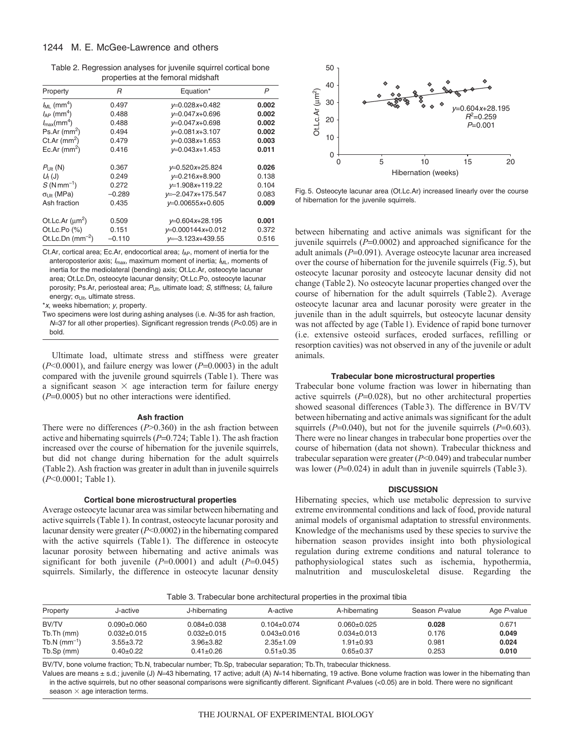Table 2. Regression analyses for juvenile squirrel cortical bone properties at the femoral midshaft

| Property | $R$ | Equation* | $P$ |
|---|---|---|---|
| $I_{ML}$ (mm$^4$) | 0.497 | $y$=0.028$x$+0.482 | **0.002** |
| $I_{AP}$ (mm$^4$) | 0.488 | $y$=0.047$x$+0.696 | **0.002** |
| $I_{max}$(mm$^4$) | 0.488 | $y$=0.047$x$+0.698 | **0.002** |
| Ps.Ar (mm$^2$) | 0.494 | $y$=0.081$x$+3.107 | **0.002** |
| Ct.Ar (mm$^2$) | 0.479 | $y$=0.038$x$+1.653 | **0.003** |
| Ec.Ar (mm$^2$) | 0.416 | $y$=0.043$x$+1.453 | **0.011** |
| $P_{Ult}$ (N) | 0.367 | $y$=0.520$x$+25.824 | **0.026** |
| $U_f$ (J) | 0.249 | $y$=0.216$x$+8.900 | 0.138 |
| $S$ (N mm$^{-1}$) | 0.272 | $y$=1.908$x$+119.22 | 0.104 |
| $\sigma_{Ult}$ (MPa) | –0.289 | $y$=–2.047$x$+175.547 | 0.083 |
| Ash fraction | 0.435 | $y$=0.00655$x$+0.605 | **0.009** |
| Ot.Lc.Ar (µm$^2$) | 0.509 | $y$=0.604$x$+28.195 | **0.001** |
| Ot.Lc.Po (%) | 0.151 | $y$=0.000144$x$+0.012 | 0.372 |
| Ot.Lc.Dn (mm$^{-2}$) | –0.110 | $y$=–3.123$x$+439.55 | 0.516 |

Ct.Ar, cortical area; Ec.Ar, endocortical area; $I_{AP}$, moment of inertia for the anteroposterior axis; $I_{max}$, maximum moment of inertia; $I_{ML}$, moments of inertia for the mediolateral (bending) axis; Ot.Lc.Ar, osteocyte lacunar area; Ot.Lc.Dn, osteocyte lacunar density; Ot.Lc.Po, osteocyte lacunar porosity; Ps.Ar, periosteal area; $P_{Ult}$, ultimate load; $S$, stiffness; $U_f$, failure energy; $\sigma_{Ult}$, ultimate stress.

*$x$, weeks hibernation; $y$, property.

Two specimens were lost during ashing analyses (i.e. $N$=35 for ash fraction, $N$=37 for all other properties). Significant regression trends ($P$<0.05) are in bold.

Ultimate load, ultimate stress and stiffness were greater ($P$<0.0001), and failure energy was lower ($P$=0.0003) in the adult compared with the juvenile ground squirrels (Table 1). There was a significant season × age interaction term for failure energy ($P$=0.0005) but no other interactions were identified.

### Ash fraction

There were no differences ($P$>0.360) in the ash fraction between active and hibernating squirrels ($P$=0.724; Table 1). The ash fraction increased over the course of hibernation for the juvenile squirrels, but did not change during hibernation for the adult squirrels (Table 2). Ash fraction was greater in adult than in juvenile squirrels ($P$<0.0001; Table 1).

### Cortical bone microstructural properties

Average osteocyte lacunar area was similar between hibernating and active squirrels (Table 1). In contrast, osteocyte lacunar porosity and lacunar density were greater ($P$<0.0002) in the hibernating compared with the active squirrels (Table 1). The difference in osteocyte lacunar porosity between hibernating and active animals was significant for both juvenile ($P$=0.0001) and adult ($P$=0.045) squirrels. Similarly, the difference in osteocyte lacunar density between hibernating and active animals was significant for the juvenile squirrels ($P$=0.0002) and approached significance for the adult animals ($P$=0.091). Average osteocyte lacunar area increased over the course of hibernation for the juvenile squirrels (Fig. 5), but osteocyte lacunar porosity and osteocyte lacunar density did not change (Table 2). No osteocyte lacunar properties changed over the course of hibernation for the adult squirrels (Table 2). Average osteocyte lacunar area and lacunar porosity were greater in the juvenile than in the adult squirrels, but osteocyte lacunar density was not affected by age (Table 1). Evidence of rapid bone turnover (i.e. extensive osteoid surfaces, eroded surfaces, refilling or resorption cavities) was not observed in any of the juvenile or adult animals.

Fig. 5. Osteocyte lacunar area (Ot.Lc.Ar) increased linearly over the course of hibernation for the juvenile squirrels.

### Trabecular bone microstructural properties

Trabecular bone volume fraction was lower in hibernating than active squirrels ($P$=0.028), but no other architectural properties showed seasonal differences (Table 3). The difference in BV/TV between hibernating and active animals was significant for the adult squirrels ($P$=0.040), but not for the juvenile squirrels ($P$=0.603). There were no linear changes in trabecular bone properties over the course of hibernation (data not shown). Trabecular thickness and trabecular separation were greater ($P$<0.049) and trabecular number was lower ($P$=0.024) in adult than in juvenile squirrels (Table 3).

## DISCUSSION

Hibernating species, which use metabolic depression to survive extreme environmental conditions and lack of food, provide natural animal models of organismal adaptation to stressful environments. Knowledge of the mechanisms used by these species to survive the hibernation season provides insight into both physiological regulation during extreme conditions and natural tolerance to pathophysiological states such as ischemia, hypothermia, malnutrition and musculoskeletal disuse. Regarding the

Table 3. Trabecular bone architectural properties in the proximal tibia

| Property | J-active | J-hibernating | A-active | A-hibernating | Season $P$-value | Age $P$-value |
|---|---|---|---|---|---|---|
| BV/TV | 0.090±0.060 | 0.084±0.038 | 0.104±0.074 | 0.060±0.025 | **0.028** | 0.671 |
| Tb.Th (mm) | 0.032±0.015 | 0.032±0.015 | 0.043±0.016 | 0.034±0.013 | 0.176 | **0.049** |
| Tb.N (mm$^{-1}$) | 3.55±3.72 | 3.96±3.82 | 2.35±1.09 | 1.91±0.93 | 0.981 | **0.024** |
| Tb.Sp (mm) | 0.40±0.22 | 0.41±0.26 | 0.51±0.35 | 0.65±0.37 | 0.253 | **0.010** |

BV/TV, bone volume fraction; Tb.N, trabecular number; Tb.Sp, trabecular separation; Tb.Th, trabecular thickness.

Values are means ± s.d.; juvenile (J) $N$=43 hibernating, 17 active; adult (A) $N$=14 hibernating, 19 active. Bone volume fraction was lower in the hibernating than in the active squirrels, but no other seasonal comparisons were significantly different. Significant $P$-values (<0.05) are in bold. There were no significant season × age interaction terms.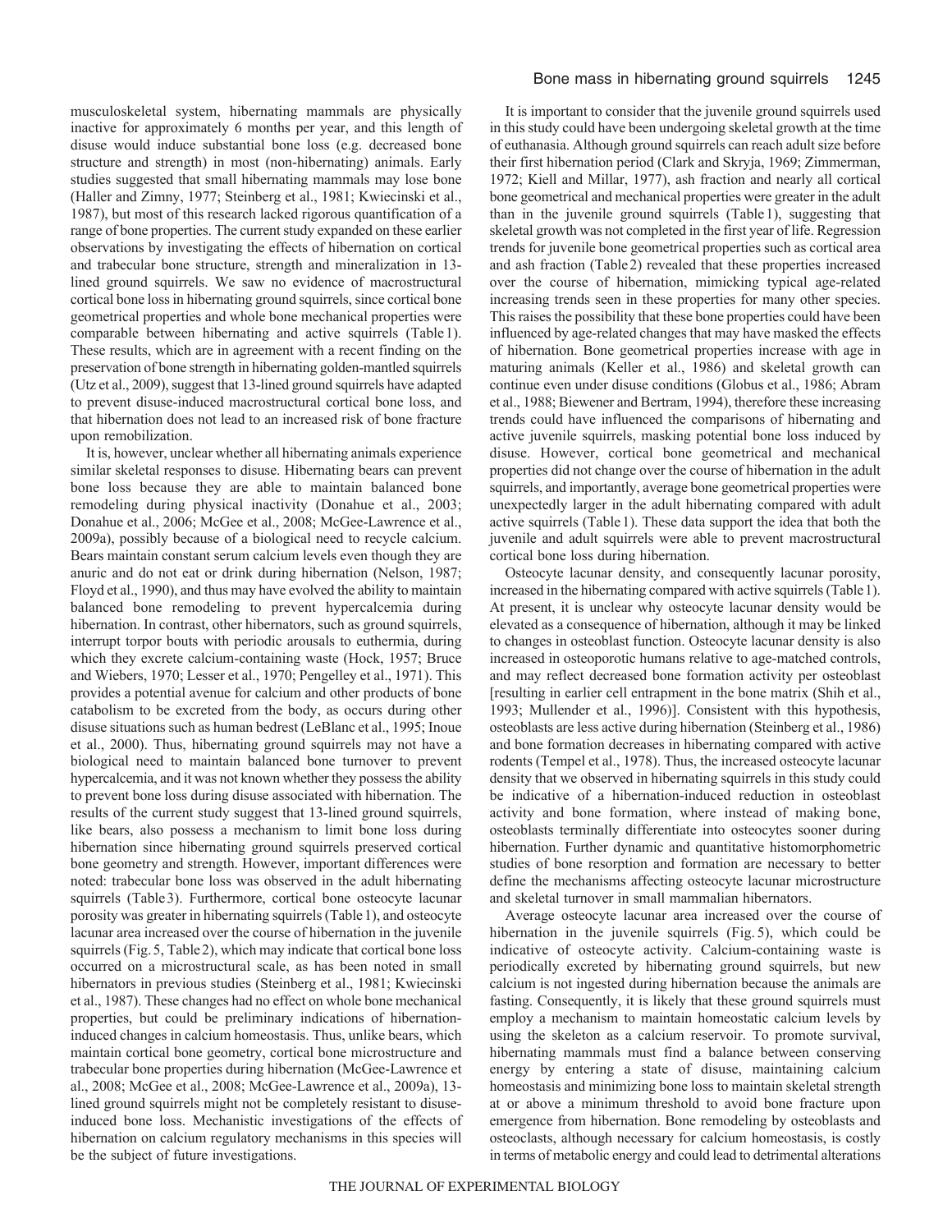musculoskeletal system, hibernating mammals are physically inactive for approximately 6 months per year, and this length of disuse would induce substantial bone loss (e.g. decreased bone structure and strength) in most (non-hibernating) animals. Early studies suggested that small hibernating mammals may lose bone (Haller and Zimny, 1977; Steinberg et al., 1981; Kwiecinski et al., 1987), but most of this research lacked rigorous quantification of a range of bone properties. The current study expanded on these earlier observations by investigating the effects of hibernation on cortical and trabecular bone structure, strength and mineralization in 13-lined ground squirrels. We saw no evidence of macrostructural cortical bone loss in hibernating ground squirrels, since cortical bone geometrical properties and whole bone mechanical properties were comparable between hibernating and active squirrels (Table 1). These results, which are in agreement with a recent finding on the preservation of bone strength in hibernating golden-mantled squirrels (Utz et al., 2009), suggest that 13-lined ground squirrels have adapted to prevent disuse-induced macrostructural cortical bone loss, and that hibernation does not lead to an increased risk of bone fracture upon remobilization.

It is, however, unclear whether all hibernating animals experience similar skeletal responses to disuse. Hibernating bears can prevent bone loss because they are able to maintain balanced bone remodeling during physical inactivity (Donahue et al., 2003; Donahue et al., 2006; McGee et al., 2008; McGee-Lawrence et al., 2009a), possibly because of a biological need to recycle calcium. Bears maintain constant serum calcium levels even though they are anuric and do not eat or drink during hibernation (Nelson, 1987; Floyd et al., 1990), and thus may have evolved the ability to maintain balanced bone remodeling to prevent hypercalcemia during hibernation. In contrast, other hibernators, such as ground squirrels, interrupt torpor bouts with periodic arousals to euthermia, during which they excrete calcium-containing waste (Hock, 1957; Bruce and Wiebers, 1970; Lesser et al., 1970; Pengelley et al., 1971). This provides a potential avenue for calcium and other products of bone catabolism to be excreted from the body, as occurs during other disuse situations such as human bedrest (LeBlanc et al., 1995; Inoue et al., 2000). Thus, hibernating ground squirrels may not have a biological need to maintain balanced bone turnover to prevent hypercalcemia, and it was not known whether they possess the ability to prevent bone loss during disuse associated with hibernation. The results of the current study suggest that 13-lined ground squirrels, like bears, also possess a mechanism to limit bone loss during hibernation since hibernating ground squirrels preserved cortical bone geometry and strength. However, important differences were noted: trabecular bone loss was observed in the adult hibernating squirrels (Table 3). Furthermore, cortical bone osteocyte lacunar porosity was greater in hibernating squirrels (Table 1), and osteocyte lacunar area increased over the course of hibernation in the juvenile squirrels (Fig. 5, Table 2), which may indicate that cortical bone loss occurred on a microstructural scale, as has been noted in small hibernators in previous studies (Steinberg et al., 1981; Kwiecinski et al., 1987). These changes had no effect on whole bone mechanical properties, but could be preliminary indications of hibernation-induced changes in calcium homeostasis. Thus, unlike bears, which maintain cortical bone geometry, cortical bone microstructure and trabecular bone properties during hibernation (McGee-Lawrence et al., 2008; McGee et al., 2008; McGee-Lawrence et al., 2009a), 13-lined ground squirrels might not be completely resistant to disuse-induced bone loss. Mechanistic investigations of the effects of hibernation on calcium regulatory mechanisms in this species will be the subject of future investigations.

It is important to consider that the juvenile ground squirrels used in this study could have been undergoing skeletal growth at the time of euthanasia. Although ground squirrels can reach adult size before their first hibernation period (Clark and Skryja, 1969; Zimmerman, 1972; Kiell and Millar, 1977), ash fraction and nearly all cortical bone geometrical and mechanical properties were greater in the adult than in the juvenile ground squirrels (Table 1), suggesting that skeletal growth was not completed in the first year of life. Regression trends for juvenile bone geometrical properties such as cortical area and ash fraction (Table 2) revealed that these properties increased over the course of hibernation, mimicking typical age-related increasing trends seen in these properties for many other species. This raises the possibility that these bone properties could have been influenced by age-related changes that may have masked the effects of hibernation. Bone geometrical properties increase with age in maturing animals (Keller et al., 1986) and skeletal growth can continue even under disuse conditions (Globus et al., 1986; Abram et al., 1988; Biewener and Bertram, 1994), therefore these increasing trends could have influenced the comparisons of hibernating and active juvenile squirrels, masking potential bone loss induced by disuse. However, cortical bone geometrical and mechanical properties did not change over the course of hibernation in the adult squirrels, and importantly, average bone geometrical properties were unexpectedly larger in the adult hibernating compared with adult active squirrels (Table 1). These data support the idea that both the juvenile and adult squirrels were able to prevent macrostructural cortical bone loss during hibernation.

Osteocyte lacunar density, and consequently lacunar porosity, increased in the hibernating compared with active squirrels (Table 1). At present, it is unclear why osteocyte lacunar density would be elevated as a consequence of hibernation, although it may be linked to changes in osteoblast function. Osteocyte lacunar density is also increased in osteoporotic humans relative to age-matched controls, and may reflect decreased bone formation activity per osteoblast [resulting in earlier cell entrapment in the bone matrix (Shih et al., 1993; Mullender et al., 1996)]. Consistent with this hypothesis, osteoblasts are less active during hibernation (Steinberg et al., 1986) and bone formation decreases in hibernating compared with active rodents (Tempel et al., 1978). Thus, the increased osteocyte lacunar density that we observed in hibernating squirrels in this study could be indicative of a hibernation-induced reduction in osteoblast activity and bone formation, where instead of making bone, osteoblasts terminally differentiate into osteocytes sooner during hibernation. Further dynamic and quantitative histomorphometric studies of bone resorption and formation are necessary to better define the mechanisms affecting osteocyte lacunar microstructure and skeletal turnover in small mammalian hibernators.

Average osteocyte lacunar area increased over the course of hibernation in the juvenile squirrels (Fig. 5), which could be indicative of osteocyte activity. Calcium-containing waste is periodically excreted by hibernating ground squirrels, but new calcium is not ingested during hibernation because the animals are fasting. Consequently, it is likely that these ground squirrels must employ a mechanism to maintain homeostatic calcium levels by using the skeleton as a calcium reservoir. To promote survival, hibernating mammals must find a balance between conserving energy by entering a state of disuse, maintaining calcium homeostasis and minimizing bone loss to maintain skeletal strength at or above a minimum threshold to avoid bone fracture upon emergence from hibernation. Bone remodeling by osteoblasts and osteoclasts, although necessary for calcium homeostasis, is costly in terms of metabolic energy and could lead to detrimental alterations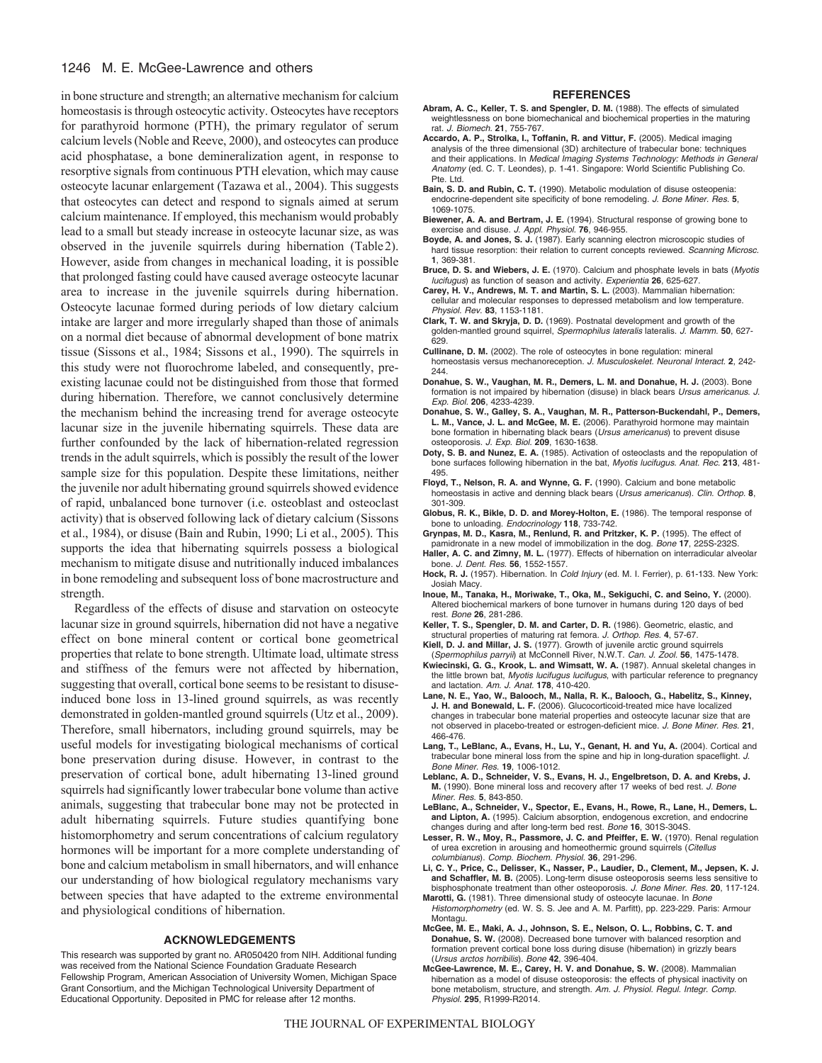in bone structure and strength; an alternative mechanism for calcium homeostasis is through osteocytic activity. Osteocytes have receptors for parathyroid hormone (PTH), the primary regulator of serum calcium levels (Noble and Reeve, 2000), and osteocytes can produce acid phosphatase, a bone demineralization agent, in response to resorptive signals from continuous PTH elevation, which may cause osteocyte lacunar enlargement (Tazawa et al., 2004). This suggests that osteocytes can detect and respond to signals aimed at serum calcium maintenance. If employed, this mechanism would probably lead to a small but steady increase in osteocyte lacunar size, as was observed in the juvenile squirrels during hibernation (Table 2). However, aside from changes in mechanical loading, it is possible that prolonged fasting could have caused average osteocyte lacunar area to increase in the juvenile squirrels during hibernation. Osteocyte lacunae formed during periods of low dietary calcium intake are larger and more irregularly shaped than those of animals on a normal diet because of abnormal development of bone matrix tissue (Sissons et al., 1984; Sissons et al., 1990). The squirrels in this study were not fluorochrome labeled, and consequently, pre-existing lacunae could not be distinguished from those that formed during hibernation. Therefore, we cannot conclusively determine the mechanism behind the increasing trend for average osteocyte lacunar size in the juvenile hibernating squirrels. These data are further confounded by the lack of hibernation-related regression trends in the adult squirrels, which is possibly the result of the lower sample size for this population. Despite these limitations, neither the juvenile nor adult hibernating ground squirrels showed evidence of rapid, unbalanced bone turnover (i.e. osteoblast and osteoclast activity) that is observed following lack of dietary calcium (Sissons et al., 1984), or disuse (Bain and Rubin, 1990; Li et al., 2005). This supports the idea that hibernating squirrels possess a biological mechanism to mitigate disuse and nutritionally induced imbalances in bone remodeling and subsequent loss of bone macrostructure and strength.

Regardless of the effects of disuse and starvation on osteocyte lacunar size in ground squirrels, hibernation did not have a negative effect on bone mineral content or cortical bone geometrical properties that relate to bone strength. Ultimate load, ultimate stress and stiffness of the femurs were not affected by hibernation, suggesting that overall, cortical bone seems to be resistant to disuse-induced bone loss in 13-lined ground squirrels, as was recently demonstrated in golden-mantled ground squirrels (Utz et al., 2009). Therefore, small hibernators, including ground squirrels, may be useful models for investigating biological mechanisms of cortical bone preservation during disuse. However, in contrast to the preservation of cortical bone, adult hibernating 13-lined ground squirrels had significantly lower trabecular bone volume than active animals, suggesting that trabecular bone may not be protected in adult hibernating squirrels. Future studies quantifying bone histomorphometry and serum concentrations of calcium regulatory hormones will be important for a more complete understanding of bone and calcium metabolism in small hibernators, and will enhance our understanding of how biological regulatory mechanisms vary between species that have adapted to the extreme environmental and physiological conditions of hibernation.

## ACKNOWLEDGEMENTS

This research was supported by grant no. AR050420 from NIH. Additional funding was received from the National Science Foundation Graduate Research Fellowship Program, American Association of University Women, Michigan Space Grant Consortium, and the Michigan Technological University Department of Educational Opportunity. Deposited in PMC for release after 12 months.

## REFERENCES

**Abram, A. C., Keller, T. S. and Spengler, D. M.** (1988). The effects of simulated weightlessness on bone biomechanical and biochemical properties in the maturing rat. *J. Biomech.* **21**, 755-767.

**Accardo, A. P., Strolka, I., Toffanin, R. and Vittur, F.** (2005). Medical imaging analysis of the three dimensional (3D) architecture of trabecular bone: techniques and their applications. In *Medical Imaging Systems Technology: Methods in General Anatomy* (ed. C. T. Leondes), p. 1-41. Singapore: World Scientific Publishing Co. Pte. Ltd.

**Bain, S. D. and Rubin, C. T.** (1990). Metabolic modulation of disuse osteopenia: endocrine-dependent site specificity of bone remodeling. *J. Bone Miner. Res.* **5**, 1069-1075.

**Biewener, A. A. and Bertram, J. E.** (1994). Structural response of growing bone to exercise and disuse. *J. Appl. Physiol.* **76**, 946-955.

**Boyde, A. and Jones, S. J.** (1987). Early scanning electron microscopic studies of hard tissue resorption: their relation to current concepts reviewed. *Scanning Microsc.* **1**, 369-381.

**Bruce, D. S. and Wiebers, J. E.** (1970). Calcium and phosphate levels in bats (*Myotis lucifugus*) as function of season and activity. *Experientia* **26**, 625-627.

**Carey, H. V., Andrews, M. T. and Martin, S. L.** (2003). Mammalian hibernation: cellular and molecular responses to depressed metabolism and low temperature. *Physiol. Rev.* **83**, 1153-1181.

**Clark, T. W. and Skryja, D. D.** (1969). Postnatal development and growth of the golden-mantled ground squirrel, *Spermophilus lateralis* lateralis. *J. Mamm.* **50**, 627-629.

**Cullinane, D. M.** (2002). The role of osteocytes in bone regulation: mineral homeostasis versus mechanoreception. *J. Musculoskelet. Neuronal Interact.* **2**, 242-244.

**Donahue, S. W., Vaughan, M. R., Demers, L. M. and Donahue, H. J.** (2003). Bone formation is not impaired by hibernation (disuse) in black bears *Ursus americanus*. *J. Exp. Biol.* **206**, 4233-4239.

**Donahue, S. W., Galley, S. A., Vaughan, M. R., Patterson-Buckendahl, P., Demers, L. M., Vance, J. L. and McGee, M. E.** (2006). Parathyroid hormone may maintain bone formation in hibernating black bears (*Ursus americanus*) to prevent disuse osteoporosis. *J. Exp. Biol.* **209**, 1630-1638.

**Doty, S. B. and Nunez, E. A.** (1985). Activation of osteoclasts and the repopulation of bone surfaces following hibernation in the bat, *Myotis lucifugus*. *Anat. Rec.* **213**, 481-495.

**Floyd, T., Nelson, R. A. and Wynne, G. F.** (1990). Calcium and bone metabolic homeostasis in active and denning black bears (*Ursus americanus*). *Clin. Orthop.* **8**, 301-309.

**Globus, R. K., Bikle, D. D. and Morey-Holton, E.** (1986). The temporal response of bone to unloading. *Endocrinology* **118**, 733-742.

**Grynpas, M. D., Kasra, M., Renlund, R. and Pritzker, K. P.** (1995). The effect of pamidronate in a new model of immobilization in the dog. *Bone* **17**, 225S-232S.

**Haller, A. C. and Zimny, M. L.** (1977). Effects of hibernation on interradicular alveolar bone. *J. Dent. Res.* **56**, 1552-1557.

**Hock, R. J.** (1957). Hibernation. In *Cold Injury* (ed. M. I. Ferrier), p. 61-133. New York: Josiah Macy.

**Inoue, M., Tanaka, H., Moriwake, T., Oka, M., Sekiguchi, C. and Seino, Y.** (2000). Altered biochemical markers of bone turnover in humans during 120 days of bed rest. *Bone* **26**, 281-286.

**Keller, T. S., Spengler, D. M. and Carter, D. R.** (1986). Geometric, elastic, and structural properties of maturing rat femora. *J. Orthop. Res.* **4**, 57-67.

**Kiell, D. J. and Millar, J. S.** (1977). Growth of juvenile arctic ground squirrels (*Spermophilus parryii*) at McConnell River, N.W.T. *Can. J. Zool.* **56**, 1475-1478.

**Kwiecinski, G. G., Krook, L. and Wimsatt, W. A.** (1987). Annual skeletal changes in the little brown bat, *Myotis lucifugus lucifugus*, with particular reference to pregnancy and lactation. *Am. J. Anat.* **178**, 410-420.

**Lane, N. E., Yao, W., Balooch, M., Nalla, R. K., Balooch, G., Habelitz, S., Kinney, J. H. and Bonewald, L. F.** (2006). Glucocorticoid-treated mice have localized changes in trabecular bone material properties and osteocyte lacunar size that are not observed in placebo-treated or estrogen-deficient mice. *J. Bone Miner. Res.* **21**, 466-476.

**Lang, T., LeBlanc, A., Evans, H., Lu, Y., Genant, H. and Yu, A.** (2004). Cortical and trabecular bone mineral loss from the spine and hip in long-duration spaceflight. *J. Bone Miner. Res.* **19**, 1006-1012.

**Leblanc, A. D., Schneider, V. S., Evans, H. J., Engelbretson, D. A. and Krebs, J. M.** (1990). Bone mineral loss and recovery after 17 weeks of bed rest. *J. Bone Miner. Res.* **5**, 843-850.

**LeBlanc, A., Schneider, V., Spector, E., Evans, H., Rowe, R., Lane, H., Demers, L. and Lipton, A.** (1995). Calcium absorption, endogenous excretion, and endocrine changes during and after long-term bed rest. *Bone* **16**, 301S-304S.

**Lesser, R. W., Moy, R., Passmore, J. C. and Pfeiffer, E. W.** (1970). Renal regulation of urea excretion in arousing and homeothermic ground squirrels (*Citellus columbianus*). *Comp. Biochem. Physiol.* **36**, 291-296.

**Li, C. Y., Price, C., Delisser, K., Nasser, P., Laudier, D., Clement, M., Jepsen, K. J. and Schaffler, M. B.** (2005). Long-term disuse osteoporosis seems less sensitive to bisphosphonate treatment than other osteoporosis. *J. Bone Miner. Res.* **20**, 117-124.

**Marotti, G.** (1981). Three dimensional study of osteocyte lacunae. In *Bone Histomorphometry* (ed. W. S. S. Jee and A. M. Parfitt), pp. 223-229. Paris: Armour Montagu.

**McGee, M. E., Maki, A. J., Johnson, S. E., Nelson, O. L., Robbins, C. T. and Donahue, S. W.** (2008). Decreased bone turnover with balanced resorption and formation prevent cortical bone loss during disuse (hibernation) in grizzly bears (*Ursus arctos horribilis*). *Bone* **42**, 396-404.

**McGee-Lawrence, M. E., Carey, H. V. and Donahue, S. W.** (2008). Mammalian hibernation as a model of disuse osteoporosis: the effects of physical inactivity on bone metabolism, structure, and strength. *Am. J. Physiol. Regul. Integr. Comp. Physiol.* **295**, R1999-R2014.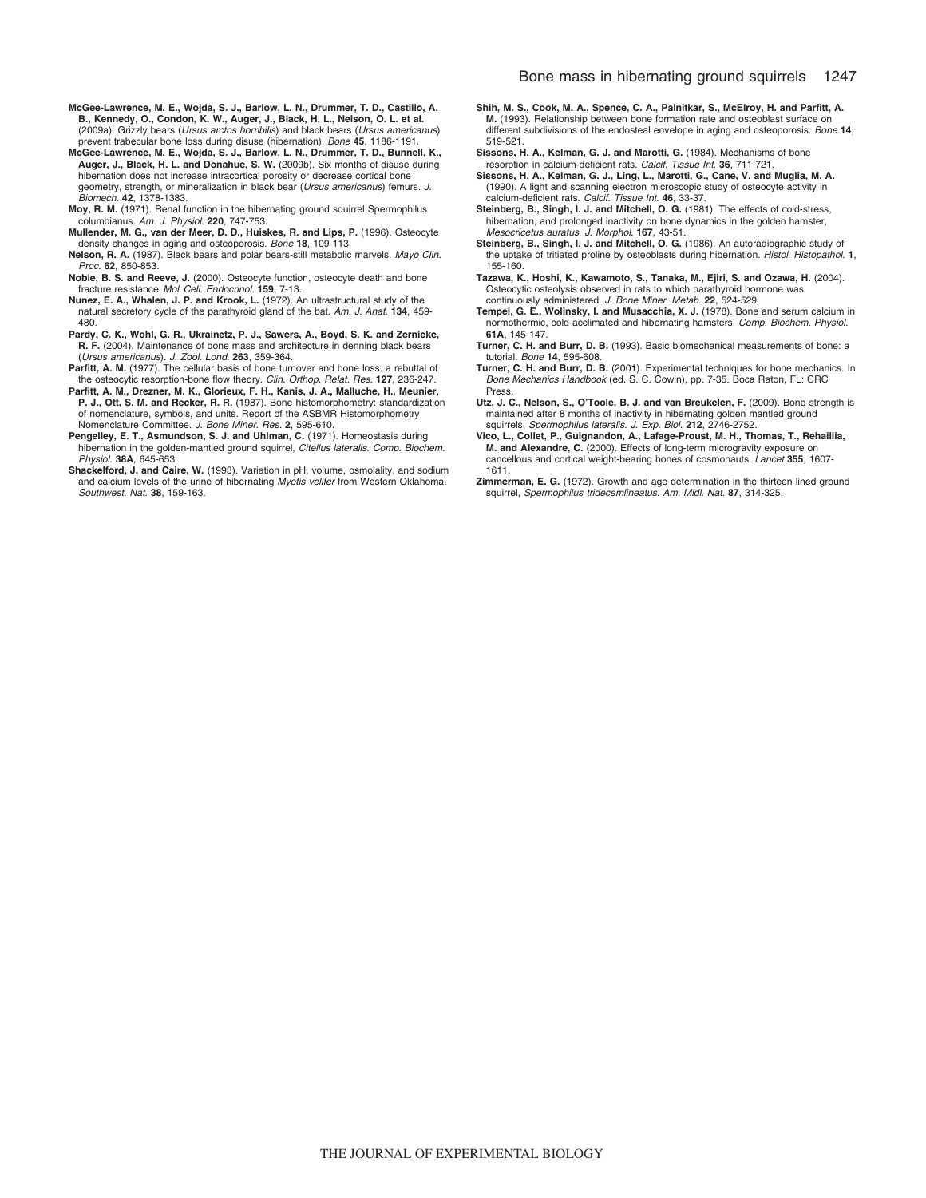**McGee-Lawrence, M. E., Wojda, S. J., Barlow, L. N., Drummer, T. D., Castillo, A. B., Kennedy, O., Condon, K. W., Auger, J., Black, H. L., Nelson, O. L. et al.** (2009a). Grizzly bears (*Ursus arctos horribilis*) and black bears (*Ursus americanus*) prevent trabecular bone loss during disuse (hibernation). *Bone* **45**, 1186-1191.

**McGee-Lawrence, M. E., Wojda, S. J., Barlow, L. N., Drummer, T. D., Bunnell, K., Auger, J., Black, H. L. and Donahue, S. W.** (2009b). Six months of disuse during hibernation does not increase intracortical porosity or decrease cortical bone geometry, strength, or mineralization in black bear (*Ursus americanus*) femurs. *J. Biomech.* **42**, 1378-1383.

**Moy, R. M.** (1971). Renal function in the hibernating ground squirrel Spermophilus columbianus. *Am. J. Physiol.* **220**, 747-753.

**Mullender, M. G., van der Meer, D. D., Huiskes, R. and Lips, P.** (1996). Osteocyte density changes in aging and osteoporosis. *Bone* **18**, 109-113.

**Nelson, R. A.** (1987). Black bears and polar bears-still metabolic marvels. *Mayo Clin. Proc.* **62**, 850-853.

**Noble, B. S. and Reeve, J.** (2000). Osteocyte function, osteocyte death and bone fracture resistance. *Mol. Cell. Endocrinol.* **159**, 7-13.

**Nunez, E. A., Whalen, J. P. and Krook, L.** (1972). An ultrastructural study of the natural secretory cycle of the parathyroid gland of the bat. *Am. J. Anat.* **134**, 459-480.

**Pardy, C. K., Wohl, G. R., Ukrainetz, P. J., Sawers, A., Boyd, S. K. and Zernicke, R. F.** (2004). Maintenance of bone mass and architecture in denning black bears (*Ursus americanus*). *J. Zool. Lond.* **263**, 359-364.

**Parfitt, A. M.** (1977). The cellular basis of bone turnover and bone loss: a rebuttal of the osteocytic resorption-bone flow theory. *Clin. Orthop. Relat. Res.* **127**, 236-247.

**Parfitt, A. M., Drezner, M. K., Glorieux, F. H., Kanis, J. A., Malluche, H., Meunier, P. J., Ott, S. M. and Recker, R. R.** (1987). Bone histomorphometry: standardization of nomenclature, symbols, and units. Report of the ASBMR Histomorphometry Nomenclature Committee. *J. Bone Miner. Res.* **2**, 595-610.

**Pengelley, E. T., Asmundson, S. J. and Uhlman, C.** (1971). Homeostasis during hibernation in the golden-mantled ground squirrel, *Citellus lateralis*. *Comp. Biochem. Physiol.* **38A**, 645-653.

**Shackelford, J. and Caire, W.** (1993). Variation in pH, volume, osmolality, and sodium and calcium levels of the urine of hibernating *Myotis velifer* from Western Oklahoma. *Southwest. Nat.* **38**, 159-163.

**Shih, M. S., Cook, M. A., Spence, C. A., Palnitkar, S., McElroy, H. and Parfitt, A. M.** (1993). Relationship between bone formation rate and osteoblast surface on different subdivisions of the endosteal envelope in aging and osteoporosis. *Bone* **14**, 519-521.

**Sissons, H. A., Kelman, G. J. and Marotti, G.** (1984). Mechanisms of bone resorption in calcium-deficient rats. *Calcif. Tissue Int.* **36**, 711-721.

**Sissons, H. A., Kelman, G. J., Ling, L., Marotti, G., Cane, V. and Muglia, M. A.** (1990). A light and scanning electron microscopic study of osteocyte activity in calcium-deficient rats. *Calcif. Tissue Int.* **46**, 33-37.

**Steinberg, B., Singh, I. J. and Mitchell, O. G.** (1981). The effects of cold-stress, hibernation, and prolonged inactivity on bone dynamics in the golden hamster, *Mesocricetus auratus*. *J. Morphol.* **167**, 43-51.

**Steinberg, B., Singh, I. J. and Mitchell, O. G.** (1986). An autoradiographic study of the uptake of tritiated proline by osteoblasts during hibernation. *Histol. Histopathol.* **1**, 155-160.

**Tazawa, K., Hoshi, K., Kawamoto, S., Tanaka, M., Ejiri, S. and Ozawa, H.** (2004). Osteocytic osteolysis observed in rats to which parathyroid hormone was continuously administered. *J. Bone Miner. Metab.* **22**, 524-529.

**Tempel, G. E., Wolinsky, I. and Musacchia, X. J.** (1978). Bone and serum calcium in normothermic, cold-acclimated and hibernating hamsters. *Comp. Biochem. Physiol.* **61A**, 145-147.

**Turner, C. H. and Burr, D. B.** (1993). Basic biomechanical measurements of bone: a tutorial. *Bone* **14**, 595-608.

**Turner, C. H. and Burr, D. B.** (2001). Experimental techniques for bone mechanics. In *Bone Mechanics Handbook* (ed. S. C. Cowin), pp. 7-35. Boca Raton, FL: CRC Press.

**Utz, J. C., Nelson, S., O'Toole, B. J. and van Breukelen, F.** (2009). Bone strength is maintained after 8 months of inactivity in hibernating golden mantled ground squirrels, *Spermophilus lateralis*. *J. Exp. Biol.* **212**, 2746-2752.

**Vico, L., Collet, P., Guignandon, A., Lafage-Proust, M. H., Thomas, T., Rehaillia, M. and Alexandre, C.** (2000). Effects of long-term microgravity exposure on cancellous and cortical weight-bearing bones of cosmonauts. *Lancet* **355**, 1607-1611.

**Zimmerman, E. G.** (1972). Growth and age determination in the thirteen-lined ground squirrel, *Spermophilus tridecemlineatus*. *Am. Midl. Nat.* **87**, 314-325.